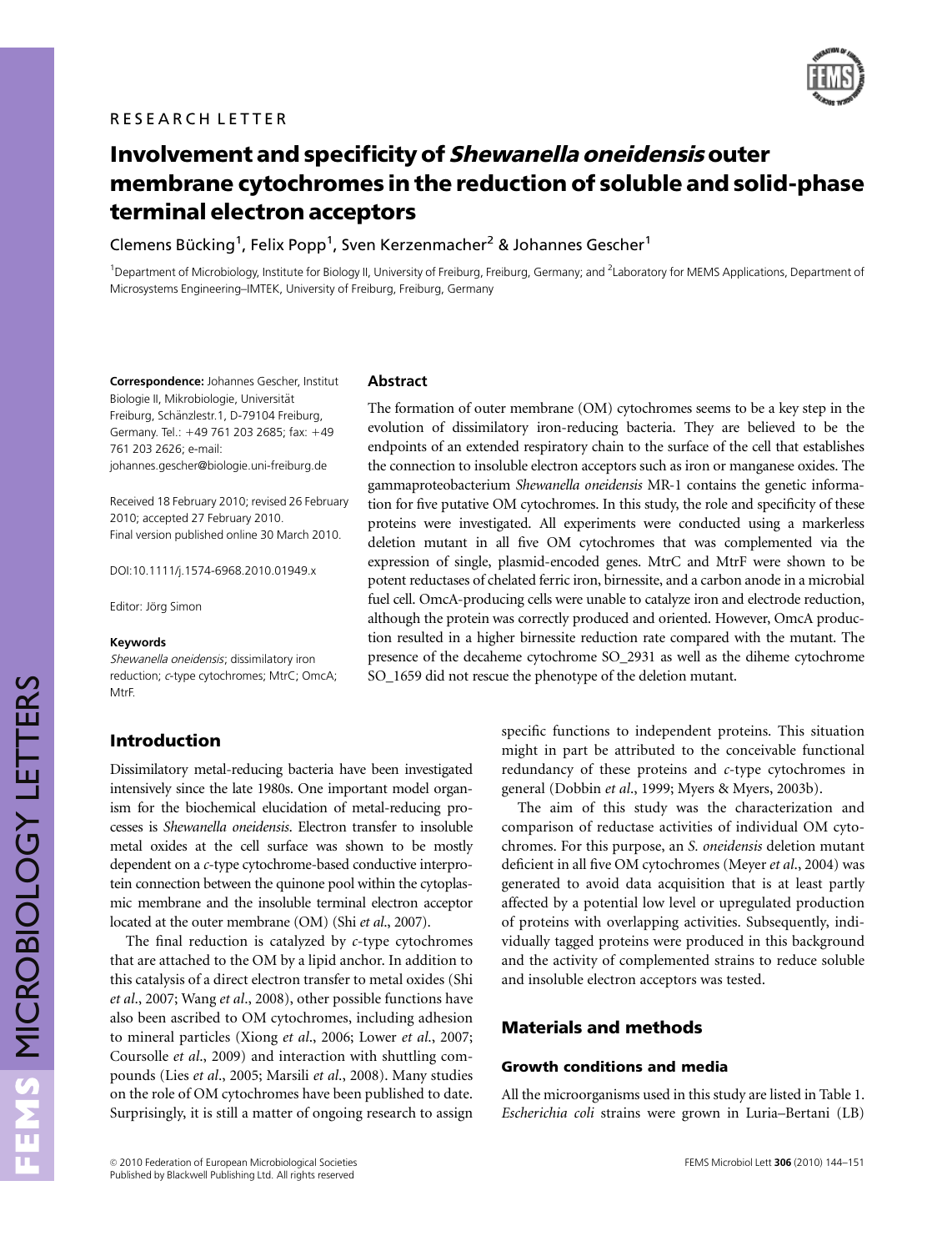RESEARCH LETTER

# Involvement and specificity of *Shewanella oneidensis* outer membrane cytochromes in the reduction of soluble and solid-phase terminal electron acceptors

Clemens Bücking[1], Felix Popp[1], Sven Kerzenmacher[2] & Johannes Gescher[1]

[1]Department of Microbiology, Institute for Biology II, University of Freiburg, Freiburg, Germany; and [2]Laboratory for MEMS Applications, Department of Microsystems Engineering–IMTEK, University of Freiburg, Freiburg, Germany

**Correspondence:** Johannes Gescher, Institut Biologie II, Mikrobiologie, Universität Freiburg, Schänzlestr.1, D-79104 Freiburg, Germany. Tel.: +49 761 203 2685; fax: +49 761 203 2626; e-mail: johannes.gescher@biologie.uni-freiburg.de

Received 18 February 2010; revised 26 February 2010; accepted 27 February 2010. Final version published online 30 March 2010.

DOI:10.1111/j.1574-6968.2010.01949.x

Editor: Jörg Simon

**Keywords**

*Shewanella oneidensis*; dissimilatory iron reduction; *c*-type cytochromes; MtrC; OmcA; MtrF.

## Abstract

The formation of outer membrane (OM) cytochromes seems to be a key step in the evolution of dissimilatory iron-reducing bacteria. They are believed to be the endpoints of an extended respiratory chain to the surface of the cell that establishes the connection to insoluble electron acceptors such as iron or manganese oxides. The gammaproteobacterium *Shewanella oneidensis* MR-1 contains the genetic information for five putative OM cytochromes. In this study, the role and specificity of these proteins were investigated. All experiments were conducted using a markerless deletion mutant in all five OM cytochromes that was complemented via the expression of single, plasmid-encoded genes. MtrC and MtrF were shown to be potent reductases of chelated ferric iron, birnessite, and a carbon anode in a microbial fuel cell. OmcA-producing cells were unable to catalyze iron and electrode reduction, although the protein was correctly produced and oriented. However, OmcA production resulted in a higher birnessite reduction rate compared with the mutant. The presence of the decaheme cytochrome SO_2931 as well as the diheme cytochrome SO_1659 did not rescue the phenotype of the deletion mutant.

## Introduction

Dissimilatory metal-reducing bacteria have been investigated intensively since the late 1980s. One important model organism for the biochemical elucidation of metal-reducing processes is *Shewanella oneidensis*. Electron transfer to insoluble metal oxides at the cell surface was shown to be mostly dependent on a *c*-type cytochrome-based conductive interprotein connection between the quinone pool within the cytoplasmic membrane and the insoluble terminal electron acceptor located at the outer membrane (OM) (Shi *et al*., 2007).

The final reduction is catalyzed by *c*-type cytochromes that are attached to the OM by a lipid anchor. In addition to this catalysis of a direct electron transfer to metal oxides (Shi *et al*., 2007; Wang *et al*., 2008), other possible functions have also been ascribed to OM cytochromes, including adhesion to mineral particles (Xiong *et al*., 2006; Lower *et al*., 2007; Coursolle *et al*., 2009) and interaction with shuttling compounds (Lies *et al*., 2005; Marsili *et al*., 2008). Many studies on the role of OM cytochromes have been published to date. Surprisingly, it is still a matter of ongoing research to assign specific functions to independent proteins. This situation might in part be attributed to the conceivable functional redundancy of these proteins and *c*-type cytochromes in general (Dobbin *et al*., 1999; Myers & Myers, 2003b).

The aim of this study was the characterization and comparison of reductase activities of individual OM cytochromes. For this purpose, an *S. oneidensis* deletion mutant deficient in all five OM cytochromes (Meyer *et al*., 2004) was generated to avoid data acquisition that is at least partly affected by a potential low level or upregulated production of proteins with overlapping activities. Subsequently, individually tagged proteins were produced in this background and the activity of complemented strains to reduce soluble and insoluble electron acceptors was tested.

## Materials and methods

### Growth conditions and media

All the microorganisms used in this study are listed in Table 1. *Escherichia coli* strains were grown in Luria–Bertani (LB)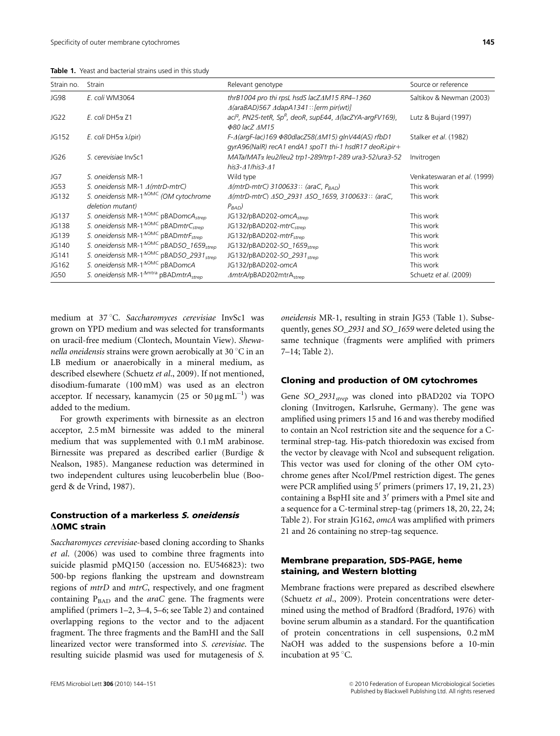**Table 1.** Yeast and bacterial strains used in this study

| Strain no. | Strain | Relevant genotype | Source or reference |
|---|---|---|---|
| JG98 | *E. coli* WM3064 | *thrB1004 pro thi rpsL hsdS lacZΔM15 RP4–1360 Δ(araBAD)567 ΔdapA1341::[erm pir(wt)]* | Saltikov & Newman (2003) |
| JG22 | *E. coli* DH5α Z1 | *aci$^q$, PN25-tetR, Sp$^R$, deoR, supE44, Δ(lacZYA-argFV169), Φ80 lacZ ΔM15* | Lutz & Bujard (1997) |
| JG152 | *E. coli* DH5α λ(pir) | *F-Δ(argF-lac)169 Φ80dlacZ58(ΔM15) glnV44(AS) rfbD1 gyrA96(NalR) recA1 endA1 spoT1 thi-1 hsdR17 deoRλpir+* | Stalker *et al.* (1982) |
| JG26 | *S. cerevisiae* InvSc1 | *MATa/MATα leu2/leu2 trp1-289/trp1-289 ura3-52/ura3-52 his3-Δ1/his3-Δ1* | Invitrogen |
| JG7 | *S. oneidensis* MR-1 | Wild type | Venkateswaran *et al.* (1999) |
| JG53 | *S. oneidensis* MR-1 *Δ(mtrD-mtrC)* | *Δ(mtrD-mtrC) 3100633:: (araC, $P_{BAD}$)* | This work |
| JG132 | *S. oneidensis* MR-1$^{ΔOMC}$ *(OM cytochrome deletion mutant)* | *Δ(mtrD-mtrC) ΔSO_2931 ΔSO_1659, 3100633:: (araC, $P_{BAD}$)* | This work |
| JG137 | *S. oneidensis* MR-1$^{ΔOMC}$ pBAD*omcA$_{strep}$* | JG132/pBAD202-*omcA$_{strep}$* | This work |
| JG138 | *S. oneidensis* MR-1$^{ΔOMC}$ pBAD*mtrC$_{strep}$* | JG132/pBAD202-*mtrC$_{strep}$* | This work |
| JG139 | *S. oneidensis* MR-1$^{ΔOMC}$ pBAD*mtrF$_{strep}$* | JG132/pBAD202-*mtrF$_{strep}$* | This work |
| JG140 | *S. oneidensis* MR-1$^{ΔOMC}$ pBAD*SO_1659$_{strep}$* | JG132/pBAD202-*SO_1659$_{strep}$* | This work |
| JG141 | *S. oneidensis* MR-1$^{ΔOMC}$ pBAD*SO_2931$_{strep}$* | JG132/pBAD202-*SO_2931$_{strep}$* | This work |
| JG162 | *S. oneidensis* MR-1$^{ΔOMC}$ pBAD*omcA* | JG132/pBAD202-*omcA* | This work |
| JG50 | *S. oneidensis* MR-1$^{Δmtra}$ pBAD*mtrA$_{strep}$* | *ΔmtrA*/pBAD202mtrA$_{strep}$ | Schuetz *et al.* (2009) |

medium at 37 °C. *Saccharomyces cerevisiae* InvSc1 was grown on YPD medium and was selected for transformants on uracil-free medium (Clontech, Mountain View). *Shewanella oneidensis* strains were grown aerobically at 30 °C in an LB medium or anaerobically in a mineral medium, as described elsewhere (Schuetz *et al*., 2009). If not mentioned, disodium-fumarate (100 mM) was used as an electron acceptor. If necessary, kanamycin (25 or 50 μg mL$^{-1}$) was added to the medium.

For growth experiments with birnessite as an electron acceptor, 2.5 mM birnessite was added to the mineral medium that was supplemented with 0.1 mM arabinose. Birnessite was prepared as described earlier (Burdige & Nealson, 1985). Manganese reduction was determined in two independent cultures using leucoberbelin blue (Boogerd & de Vrind, 1987).

### Construction of a markerless *S. oneidensis* ΔOMC strain

*Saccharomyces cerevisiae*-based cloning according to Shanks *et al*. (2006) was used to combine three fragments into suicide plasmid pMQ150 (accession no. EU546823): two 500-bp regions flanking the upstream and downstream regions of *mtrD* and *mtrC*, respectively, and one fragment containing $P_{BAD}$ and the *araC* gene. The fragments were amplified (primers 1–2, 3–4, 5–6; see Table 2) and contained overlapping regions to the vector and to the adjacent fragment. The three fragments and the BamHI and the SalI linearized vector were transformed into *S. cerevisiae*. The resulting suicide plasmid was used for mutagenesis of *S. oneidensis* MR-1, resulting in strain JG53 (Table 1). Subsequently, genes *SO_2931* and *SO_1659* were deleted using the same technique (fragments were amplified with primers 7–14; Table 2).

### Cloning and production of OM cytochromes

Gene *SO_2931$_{strep}$* was cloned into pBAD202 via TOPO cloning (Invitrogen, Karlsruhe, Germany). The gene was amplified using primers 15 and 16 and was thereby modified to contain an NcoI restriction site and the sequence for a C-terminal strep-tag. His-patch thioredoxin was excised from the vector by cleavage with NcoI and subsequent religation. This vector was used for cloning of the other OM cytochrome genes after NcoI/PmeI restriction digest. The genes were PCR amplified using 5′ primers (primers 17, 19, 21, 23) containing a BspHI site and 3′ primers with a PmeI site and a sequence for a C-terminal strep-tag (primers 18, 20, 22, 24; Table 2). For strain JG162, *omcA* was amplified with primers 21 and 26 containing no strep-tag sequence.

### Membrane preparation, SDS-PAGE, heme staining, and Western blotting

Membrane fractions were prepared as described elsewhere (Schuetz *et al*., 2009). Protein concentrations were determined using the method of Bradford (Bradford, 1976) with bovine serum albumin as a standard. For the quantification of protein concentrations in cell suspensions, 0.2 mM NaOH was added to the suspensions before a 10-min incubation at 95 °C.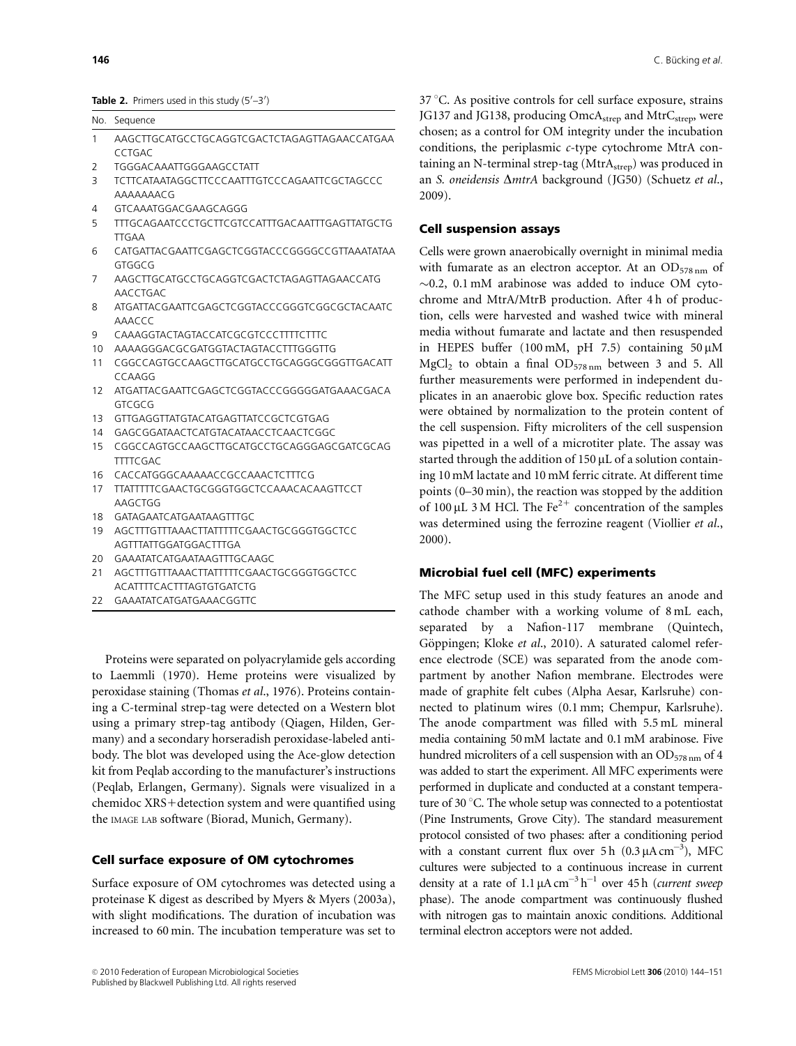**Table 2.** Primers used in this study (5′–3′)

| No. | Sequence |
|---|---|
| 1 | AAGCTTGCATGCCTGCAGGTCGACTCTAGAGTTAGAACCATGAACCTGAC |
| 2 | TGGGACAAATTGGGAAGCCTATT |
| 3 | TCTTCATAATAGGCTTCCCAATTTGTCCCAGAATTCGCTAGCCCAAAAAAACG |
| 4 | GTCAAATGGACGAAGCAGGG |
| 5 | TTTGCAGAATCCCTGCTTCGTCCATTTGACAATTTGAGTTATGCTGTTGAA |
| 6 | CATGATTACGAATTCGAGCTCGGTACCCGGGGCCGTTAAATATAAGTGGCG |
| 7 | AAGCTTGCATGCCTGCAGGTCGACTCTAGAGTTAGAACCATGAACCTGAC |
| 8 | ATGATTACGAATTCGAGCTCGGTACCCGGGTCGGCGCTACAATCAAACCC |
| 9 | CAAAGGTACTAGTACCATCGCGTCCCTTTTCTTTC |
| 10 | AAAAGGGACGCGATGGTACTAGTACCTTTGGGTTG |
| 11 | CGGCCAGTGCCAAGCTTGCATGCCTGCAGGGCGGGTTGACATTCCAAGG |
| 12 | ATGATTACGAATTCGAGCTCGGTACCCGGGGGATGAAACGACAGTCGCG |
| 13 | GTTGAGGTTATGTACATGAGTTATCCGCTCGTGAG |
| 14 | GAGCGGATAACTCATGTACATAACCTCAACTCGGC |
| 15 | CGGCCAGTGCCAAGCTTGCATGCCTGCAGGGAGCGATCGCAGTTTTCGAC |
| 16 | CACCATGGGCAAAAACCGCCAAACTCTTTCG |
| 17 | TTATTTTTCGAACTGCGGGTGGCTCCAAACACAAGTTCCTAAGCTGG |
| 18 | GATAGAATCATGAATAAGTTTGC |
| 19 | AGCTTTGTTTAAACTTATTTTTCGAACTGCGGGTGGCTCCAGTTTATTGGATGGACTTTGA |
| 20 | GAAATATCATGAATAAGTTTGCAAGC |
| 21 | AGCTTTGTTTAAACTTATTTTTCGAACTGCGGGTGGCTCCACATTTTCACTTTAGTGTGATCTG |
| 22 | GAAATATCATGATGAAACGGTTC |

Proteins were separated on polyacrylamide gels according to Laemmli (1970). Heme proteins were visualized by peroxidase staining (Thomas *et al*., 1976). Proteins containing a C-terminal strep-tag were detected on a Western blot using a primary strep-tag antibody (Qiagen, Hilden, Germany) and a secondary horseradish peroxidase-labeled antibody. The blot was developed using the Ace-glow detection kit from Peqlab according to the manufacturer's instructions (Peqlab, Erlangen, Germany). Signals were visualized in a chemidoc XRS+detection system and were quantified using the IMAGE LAB software (Biorad, Munich, Germany).

### Cell surface exposure of OM cytochromes

Surface exposure of OM cytochromes was detected using a proteinase K digest as described by Myers & Myers (2003a), with slight modifications. The duration of incubation was increased to 60 min. The incubation temperature was set to 37 °C. As positive controls for cell surface exposure, strains JG137 and JG138, producing $OmcA_{strep}$ and $MtrC_{strep}$, were chosen; as a control for OM integrity under the incubation conditions, the periplasmic *c*-type cytochrome MtrA containing an N-terminal strep-tag ($MtrA_{strep}$) was produced in an *S. oneidensis* Δ*mtrA* background (JG50) (Schuetz *et al*., 2009).

### Cell suspension assays

Cells were grown anaerobically overnight in minimal media with fumarate as an electron acceptor. At an $OD_{578\,nm}$ of ~0.2, 0.1 mM arabinose was added to induce OM cytochrome and MtrA/MtrB production. After 4 h of production, cells were harvested and washed twice with mineral media without fumarate and lactate and then resuspended in HEPES buffer (100 mM, pH 7.5) containing 50 μM $MgCl_2$ to obtain a final $OD_{578\,nm}$ between 3 and 5. All further measurements were performed in independent duplicates in an anaerobic glove box. Specific reduction rates were obtained by normalization to the protein content of the cell suspension. Fifty microliters of the cell suspension was pipetted in a well of a microtiter plate. The assay was started through the addition of 150 μL of a solution containing 10 mM lactate and 10 mM ferric citrate. At different time points (0–30 min), the reaction was stopped by the addition of 100 μL 3 M HCl. The $Fe^{2+}$ concentration of the samples was determined using the ferrozine reagent (Viollier *et al*., 2000).

### Microbial fuel cell (MFC) experiments

The MFC setup used in this study features an anode and cathode chamber with a working volume of 8 mL each, separated by a Nafion-117 membrane (Quintech, Göppingen; Kloke *et al*., 2010). A saturated calomel reference electrode (SCE) was separated from the anode compartment by another Nafion membrane. Electrodes were made of graphite felt cubes (Alpha Aesar, Karlsruhe) connected to platinum wires (0.1 mm; Chempur, Karlsruhe). The anode compartment was filled with 5.5 mL mineral media containing 50 mM lactate and 0.1 mM arabinose. Five hundred microliters of a cell suspension with an $OD_{578\,nm}$ of 4 was added to start the experiment. All MFC experiments were performed in duplicate and conducted at a constant temperature of 30 °C. The whole setup was connected to a potentiostat (Pine Instruments, Grove City). The standard measurement protocol consisted of two phases: after a conditioning period with a constant current flux over 5 h ($0.3\,\mu A\,cm^{-3}$), MFC cultures were subjected to a continuous increase in current density at a rate of $1.1\,\mu A\,cm^{-3}\,h^{-1}$ over 45 h (*current sweep* phase). The anode compartment was continuously flushed with nitrogen gas to maintain anoxic conditions. Additional terminal electron acceptors were not added.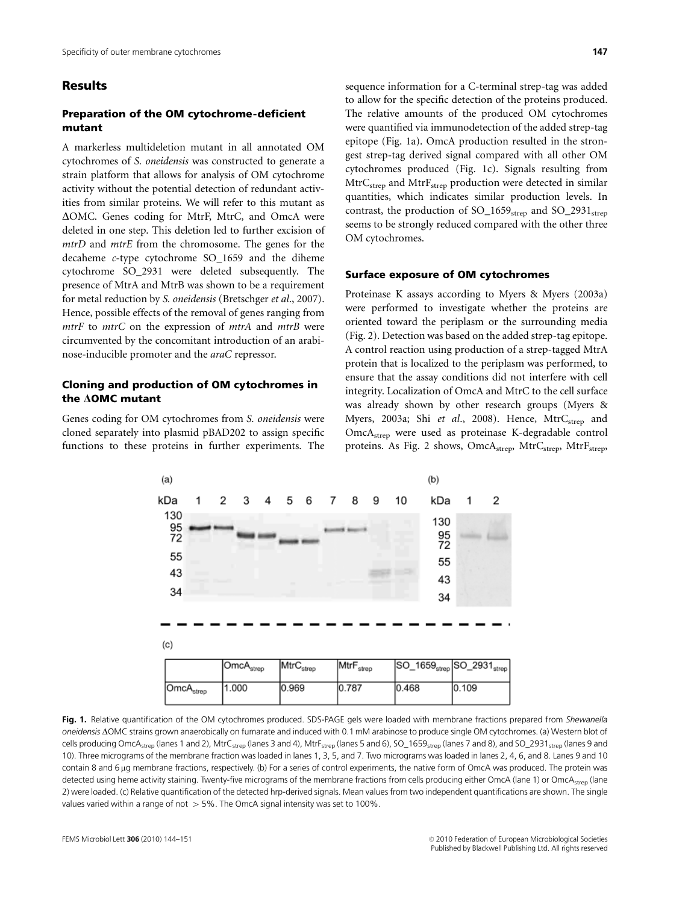## Results

### Preparation of the OM cytochrome-deficient mutant

A markerless multideletion mutant in all annotated OM cytochromes of *S. oneidensis* was constructed to generate a strain platform that allows for analysis of OM cytochrome activity without the potential detection of redundant activities from similar proteins. We will refer to this mutant as ΔOMC. Genes coding for MtrF, MtrC, and OmcA were deleted in one step. This deletion led to further excision of *mtrD* and *mtrE* from the chromosome. The genes for the decaheme *c*-type cytochrome SO_1659 and the diheme cytochrome SO_2931 were deleted subsequently. The presence of MtrA and MtrB was shown to be a requirement for metal reduction by *S. oneidensis* (Bretschger *et al*., 2007). Hence, possible effects of the removal of genes ranging from *mtrF* to *mtrC* on the expression of *mtrA* and *mtrB* were circumvented by the concomitant introduction of an arabinose-inducible promoter and the *araC* repressor.

### Cloning and production of OM cytochromes in the ΔOMC mutant

Genes coding for OM cytochromes from *S. oneidensis* were cloned separately into plasmid pBAD202 to assign specific functions to these proteins in further experiments. The sequence information for a C-terminal strep-tag was added to allow for the specific detection of the proteins produced. The relative amounts of the produced OM cytochromes were quantified via immunodetection of the added strep-tag epitope (Fig. 1a). OmcA production resulted in the strongest strep-tag derived signal compared with all other OM cytochromes produced (Fig. 1c). Signals resulting from $MtrC_{strep}$ and $MtrF_{strep}$ production were detected in similar quantities, which indicates similar production levels. In contrast, the production of $SO\_1659_{strep}$ and $SO\_2931_{strep}$ seems to be strongly reduced compared with the other three OM cytochromes.

### Surface exposure of OM cytochromes

Proteinase K assays according to Myers & Myers (2003a) were performed to investigate whether the proteins are oriented toward the periplasm or the surrounding media (Fig. 2). Detection was based on the added strep-tag epitope. A control reaction using production of a strep-tagged MtrA protein that is localized to the periplasm was performed, to ensure that the assay conditions did not interfere with cell integrity. Localization of OmcA and MtrC to the cell surface was already shown by other research groups (Myers & Myers, 2003a; Shi *et al*., 2008). Hence, $MtrC_{strep}$ and $OmcA_{strep}$ were used as proteinase K-degradable control proteins. As Fig. 2 shows, $OmcA_{strep}$, $MtrC_{strep}$, $MtrF_{strep}$,

(c)

| | $OmcA_{strep}$ | $MtrC_{strep}$ | $MtrF_{strep}$ | $SO\_1659_{strep}$ | $SO\_2931_{strep}$ |
|---|---|---|---|---|---|
| $OmcA_{strep}$ | 1.000 | 0.969 | 0.787 | 0.468 | 0.109 |

**Fig. 1.** Relative quantification of the OM cytochromes produced. SDS-PAGE gels were loaded with membrane fractions prepared from *Shewanella oneidensis* ΔOMC strains grown anaerobically on fumarate and induced with 0.1 mM arabinose to produce single OM cytochromes. (a) Western blot of cells producing $OmcA_{strep}$ (lanes 1 and 2), $MtrC_{strep}$ (lanes 3 and 4), $MtrF_{strep}$ (lanes 5 and 6), $SO\_1659_{strep}$ (lanes 7 and 8), and $SO\_2931_{strep}$ (lanes 9 and 10). Three micrograms of the membrane fraction was loaded in lanes 1, 3, 5, and 7. Two micrograms was loaded in lanes 2, 4, 6, and 8. Lanes 9 and 10 contain 8 and 6 μg membrane fractions, respectively. (b) For a series of control experiments, the native form of OmcA was produced. The protein was detected using heme activity staining. Twenty-five micrograms of the membrane fractions from cells producing either OmcA (lane 1) or $OmcA_{strep}$ (lane 2) were loaded. (c) Relative quantification of the detected hrp-derived signals. Mean values from two independent quantifications are shown. The single values varied within a range of not > 5%. The OmcA signal intensity was set to 100%.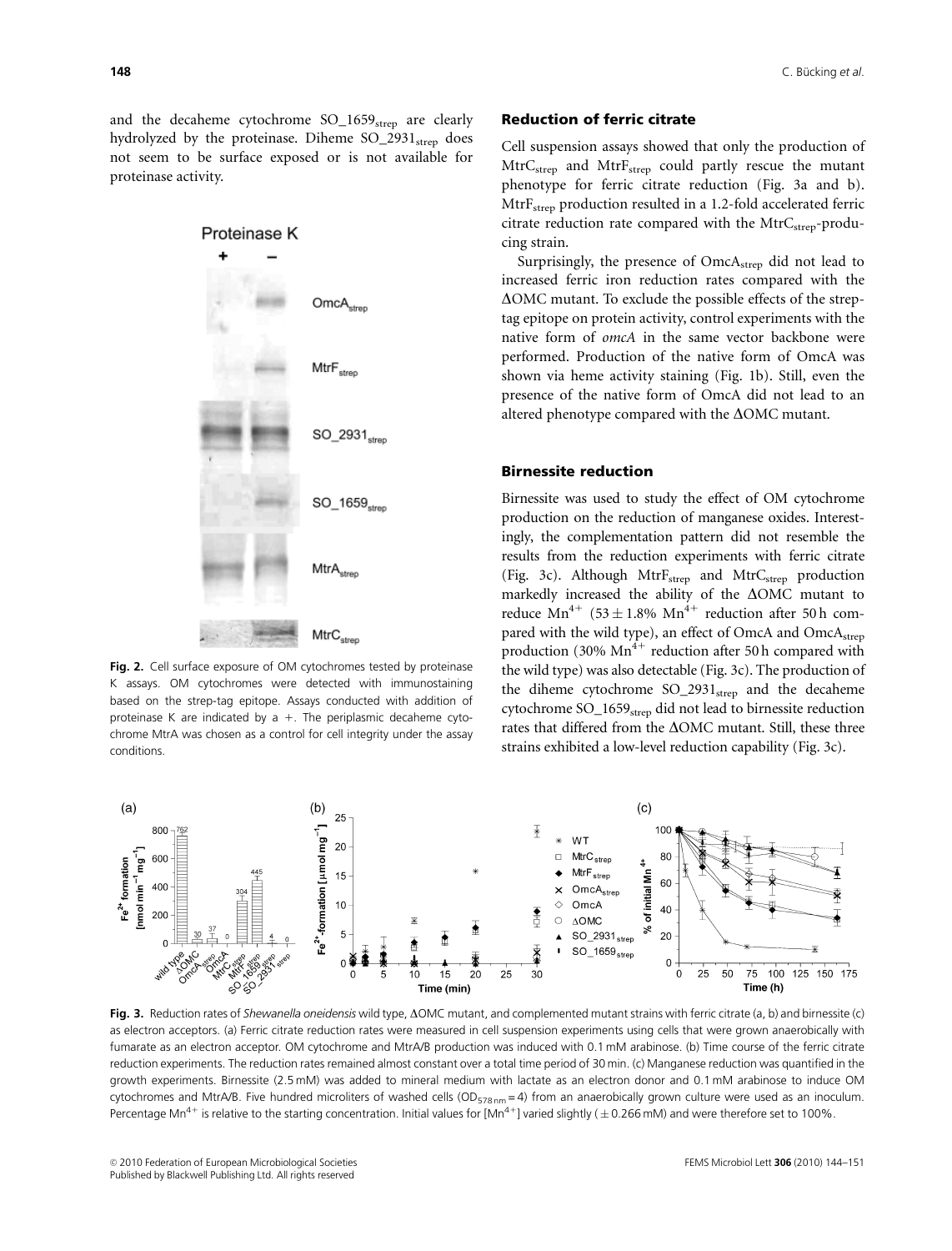and the decaheme cytochrome $SO\_1659_{strep}$ are clearly hydrolyzed by the proteinase. Diheme $SO\_2931_{strep}$ does not seem to be surface exposed or is not available for proteinase activity.

**Fig. 2.** Cell surface exposure of OM cytochromes tested by proteinase K assays. OM cytochromes were detected with immunostaining based on the strep-tag epitope. Assays conducted with addition of proteinase K are indicated by a +. The periplasmic decaheme cytochrome MtrA was chosen as a control for cell integrity under the assay conditions.

### Reduction of ferric citrate

Cell suspension assays showed that only the production of $MtrC_{strep}$ and $MtrF_{strep}$ could partly rescue the mutant phenotype for ferric citrate reduction (Fig. 3a and b). $MtrF_{strep}$ production resulted in a 1.2-fold accelerated ferric citrate reduction rate compared with the $MtrC_{strep}$-producing strain.

Surprisingly, the presence of $OmcA_{strep}$ did not lead to increased ferric iron reduction rates compared with the ΔOMC mutant. To exclude the possible effects of the strep-tag epitope on protein activity, control experiments with the native form of *omcA* in the same vector backbone were performed. Production of the native form of OmcA was shown via heme activity staining (Fig. 1b). Still, even the presence of the native form of OmcA did not lead to an altered phenotype compared with the ΔOMC mutant.

### Birnessite reduction

Birnessite was used to study the effect of OM cytochrome production on the reduction of manganese oxides. Interestingly, the complementation pattern did not resemble the results from the reduction experiments with ferric citrate (Fig. 3c). Although $MtrF_{strep}$ and $MtrC_{strep}$ production markedly increased the ability of the ΔOMC mutant to reduce $Mn^{4+}$ ($53 \pm 1.8\%$ $Mn^{4+}$ reduction after 50 h compared with the wild type), an effect of OmcA and $OmcA_{strep}$ production (30% $Mn^{4+}$ reduction after 50 h compared with the wild type) was also detectable (Fig. 3c). The production of the diheme cytochrome $SO\_2931_{strep}$ and the decaheme cytochrome $SO\_1659_{strep}$ did not lead to birnessite reduction rates that differed from the ΔOMC mutant. Still, these three strains exhibited a low-level reduction capability (Fig. 3c).

**Fig. 3.** Reduction rates of *Shewanella oneidensis* wild type, ΔOMC mutant, and complemented mutant strains with ferric citrate (a, b) and birnessite (c) as electron acceptors. (a) Ferric citrate reduction rates were measured in cell suspension experiments using cells that were grown anaerobically with fumarate as an electron acceptor. OM cytochrome and MtrA/B production was induced with 0.1 mM arabinose. (b) Time course of the ferric citrate reduction experiments. The reduction rates remained almost constant over a total time period of 30 min. (c) Manganese reduction was quantified in the growth experiments. Birnessite (2.5 mM) was added to mineral medium with lactate as an electron donor and 0.1 mM arabinose to induce OM cytochromes and MtrA/B. Five hundred microliters of washed cells ($OD_{578\,nm} = 4$) from an anaerobically grown culture were used as an inoculum. Percentage $Mn^{4+}$ is relative to the starting concentration. Initial values for [$Mn^{4+}$] varied slightly ($\pm 0.266$ mM) and were therefore set to 100%.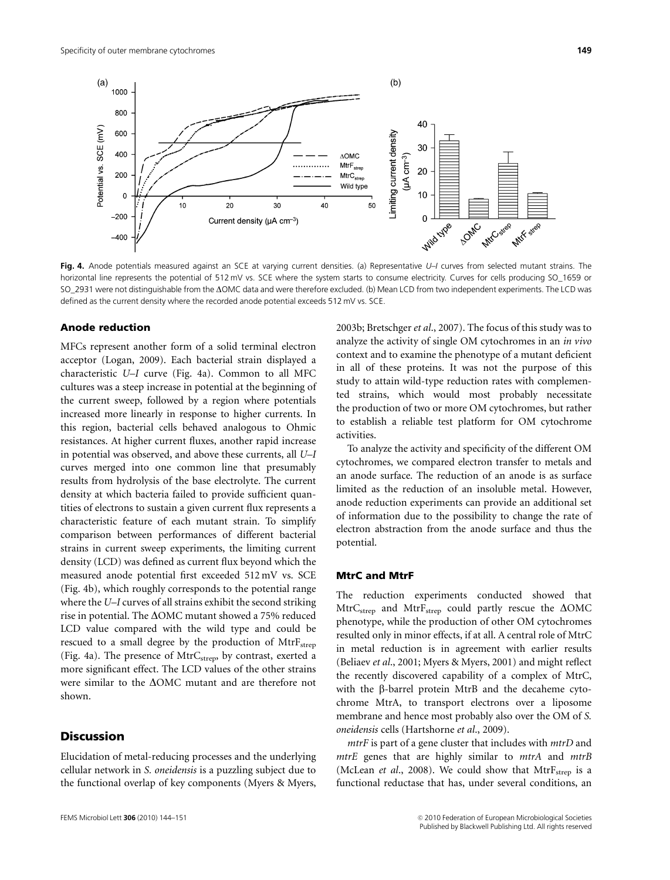**Fig. 4.** Anode potentials measured against an SCE at varying current densities. (a) Representative *U–I* curves from selected mutant strains. The horizontal line represents the potential of 512 mV vs. SCE where the system starts to consume electricity. Curves for cells producing SO_1659 or SO_2931 were not distinguishable from the ΔOMC data and were therefore excluded. (b) Mean LCD from two independent experiments. The LCD was defined as the current density where the recorded anode potential exceeds 512 mV vs. SCE.

### Anode reduction

MFCs represent another form of a solid terminal electron acceptor (Logan, 2009). Each bacterial strain displayed a characteristic *U–I* curve (Fig. 4a). Common to all MFC cultures was a steep increase in potential at the beginning of the current sweep, followed by a region where potentials increased more linearly in response to higher currents. In this region, bacterial cells behaved analogous to Ohmic resistances. At higher current fluxes, another rapid increase in potential was observed, and above these currents, all *U–I* curves merged into one common line that presumably results from hydrolysis of the base electrolyte. The current density at which bacteria failed to provide sufficient quantities of electrons to sustain a given current flux represents a characteristic feature of each mutant strain. To simplify comparison between performances of different bacterial strains in current sweep experiments, the limiting current density (LCD) was defined as current flux beyond which the measured anode potential first exceeded 512 mV vs. SCE (Fig. 4b), which roughly corresponds to the potential range where the *U–I* curves of all strains exhibit the second striking rise in potential. The ΔOMC mutant showed a 75% reduced LCD value compared with the wild type and could be rescued to a small degree by the production of $MtrF_{strep}$ (Fig. 4a). The presence of $MtrC_{strep}$, by contrast, exerted a more significant effect. The LCD values of the other strains were similar to the ΔOMC mutant and are therefore not shown.

## Discussion

Elucidation of metal-reducing processes and the underlying cellular network in *S. oneidensis* is a puzzling subject due to the functional overlap of key components (Myers & Myers, 2003b; Bretschger *et al*., 2007). The focus of this study was to analyze the activity of single OM cytochromes in an *in vivo* context and to examine the phenotype of a mutant deficient in all of these proteins. It was not the purpose of this study to attain wild-type reduction rates with complemented strains, which would most probably necessitate the production of two or more OM cytochromes, but rather to establish a reliable test platform for OM cytochrome activities.

To analyze the activity and specificity of the different OM cytochromes, we compared electron transfer to metals and an anode surface. The reduction of an anode is as surface limited as the reduction of an insoluble metal. However, anode reduction experiments can provide an additional set of information due to the possibility to change the rate of electron abstraction from the anode surface and thus the potential.

### MtrC and MtrF

The reduction experiments conducted showed that $MtrC_{strep}$ and $MtrF_{strep}$ could partly rescue the ΔOMC phenotype, while the production of other OM cytochromes resulted only in minor effects, if at all. A central role of MtrC in metal reduction is in agreement with earlier results (Beliaev *et al*., 2001; Myers & Myers, 2001) and might reflect the recently discovered capability of a complex of MtrC, with the β-barrel protein MtrB and the decaheme cytochrome MtrA, to transport electrons over a liposome membrane and hence most probably also over the OM of *S. oneidensis* cells (Hartshorne *et al*., 2009).

*mtrF* is part of a gene cluster that includes with *mtrD* and *mtrE* genes that are highly similar to *mtrA* and *mtrB* (McLean *et al*., 2008). We could show that $MtrF_{strep}$ is a functional reductase that has, under several conditions, an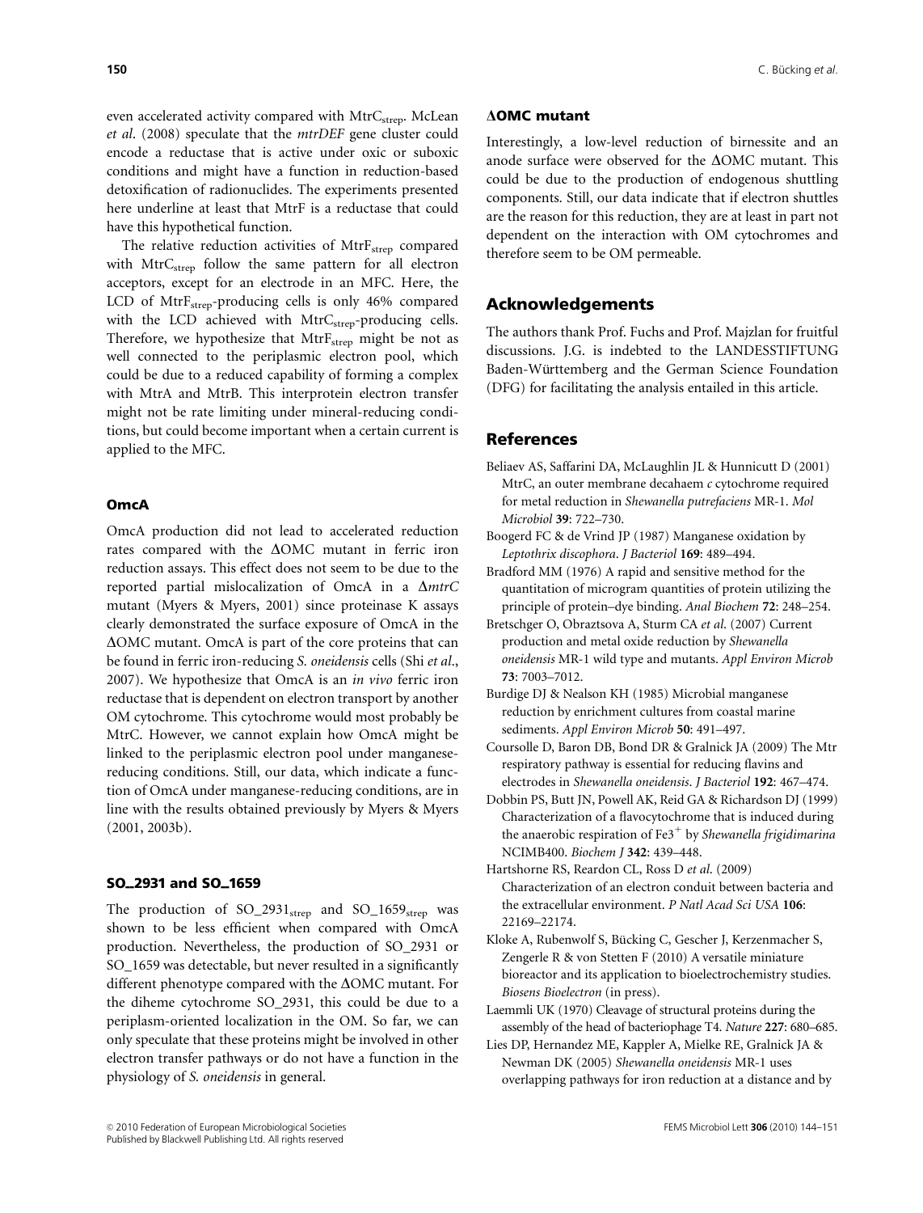even accelerated activity compared with $MtrC_{strep}$. McLean *et al*. (2008) speculate that the *mtrDEF* gene cluster could encode a reductase that is active under oxic or suboxic conditions and might have a function in reduction-based detoxification of radionuclides. The experiments presented here underline at least that MtrF is a reductase that could have this hypothetical function.

The relative reduction activities of $MtrF_{strep}$ compared with $MtrC_{strep}$ follow the same pattern for all electron acceptors, except for an electrode in an MFC. Here, the LCD of $MtrF_{strep}$-producing cells is only 46% compared with the LCD achieved with $MtrC_{strep}$-producing cells. Therefore, we hypothesize that $MtrF_{strep}$ might be not as well connected to the periplasmic electron pool, which could be due to a reduced capability of forming a complex with MtrA and MtrB. This interprotein electron transfer might not be rate limiting under mineral-reducing conditions, but could become important when a certain current is applied to the MFC.

### OmcA

OmcA production did not lead to accelerated reduction rates compared with the ΔOMC mutant in ferric iron reduction assays. This effect does not seem to be due to the reported partial mislocalization of OmcA in a Δ*mtrC* mutant (Myers & Myers, 2001) since proteinase K assays clearly demonstrated the surface exposure of OmcA in the ΔOMC mutant. OmcA is part of the core proteins that can be found in ferric iron-reducing *S. oneidensis* cells (Shi *et al*., 2007). We hypothesize that OmcA is an *in vivo* ferric iron reductase that is dependent on electron transport by another OM cytochrome. This cytochrome would most probably be MtrC. However, we cannot explain how OmcA might be linked to the periplasmic electron pool under manganese-reducing conditions. Still, our data, which indicate a function of OmcA under manganese-reducing conditions, are in line with the results obtained previously by Myers & Myers (2001, 2003b).

### SO_2931 and SO_1659

The production of $SO\_2931_{strep}$ and $SO\_1659_{strep}$ was shown to be less efficient when compared with OmcA production. Nevertheless, the production of SO_2931 or SO_1659 was detectable, but never resulted in a significantly different phenotype compared with the ΔOMC mutant. For the diheme cytochrome SO_2931, this could be due to a periplasm-oriented localization in the OM. So far, we can only speculate that these proteins might be involved in other electron transfer pathways or do not have a function in the physiology of *S. oneidensis* in general.

### ΔOMC mutant

Interestingly, a low-level reduction of birnessite and an anode surface were observed for the ΔOMC mutant. This could be due to the production of endogenous shuttling components. Still, our data indicate that if electron shuttles are the reason for this reduction, they are at least in part not dependent on the interaction with OM cytochromes and therefore seem to be OM permeable.

## Acknowledgements

The authors thank Prof. Fuchs and Prof. Majzlan for fruitful discussions. J.G. is indebted to the LANDESSTIFTUNG Baden-Württemberg and the German Science Foundation (DFG) for facilitating the analysis entailed in this article.

## References

Beliaev AS, Saffarini DA, McLaughlin JL & Hunnicutt D (2001) MtrC, an outer membrane decahaem *c* cytochrome required for metal reduction in *Shewanella putrefaciens* MR-1. *Mol Microbiol* **39**: 722–730.

Boogerd FC & de Vrind JP (1987) Manganese oxidation by *Leptothrix discophora*. *J Bacteriol* **169**: 489–494.

Bradford MM (1976) A rapid and sensitive method for the quantitation of microgram quantities of protein utilizing the principle of protein–dye binding. *Anal Biochem* **72**: 248–254.

Bretschger O, Obraztsova A, Sturm CA *et al*. (2007) Current production and metal oxide reduction by *Shewanella oneidensis* MR-1 wild type and mutants. *Appl Environ Microb* **73**: 7003–7012.

Burdige DJ & Nealson KH (1985) Microbial manganese reduction by enrichment cultures from coastal marine sediments. *Appl Environ Microb* **50**: 491–497.

Coursolle D, Baron DB, Bond DR & Gralnick JA (2009) The Mtr respiratory pathway is essential for reducing flavins and electrodes in *Shewanella oneidensis*. *J Bacteriol* **192**: 467–474.

Dobbin PS, Butt JN, Powell AK, Reid GA & Richardson DJ (1999) Characterization of a flavocytochrome that is induced during the anaerobic respiration of $Fe3^{+}$ by *Shewanella frigidimarina* NCIMB400. *Biochem J* **342**: 439–448.

Hartshorne RS, Reardon CL, Ross D *et al*. (2009) Characterization of an electron conduit between bacteria and the extracellular environment. *P Natl Acad Sci USA* **106**: 22169–22174.

Kloke A, Rubenwolf S, Bücking C, Gescher J, Kerzenmacher S, Zengerle R & von Stetten F (2010) A versatile miniature bioreactor and its application to bioelectrochemistry studies. *Biosens Bioelectron* (in press).

Laemmli UK (1970) Cleavage of structural proteins during the assembly of the head of bacteriophage T4. *Nature* **227**: 680–685.

Lies DP, Hernandez ME, Kappler A, Mielke RE, Gralnick JA & Newman DK (2005) *Shewanella oneidensis* MR-1 uses overlapping pathways for iron reduction at a distance and by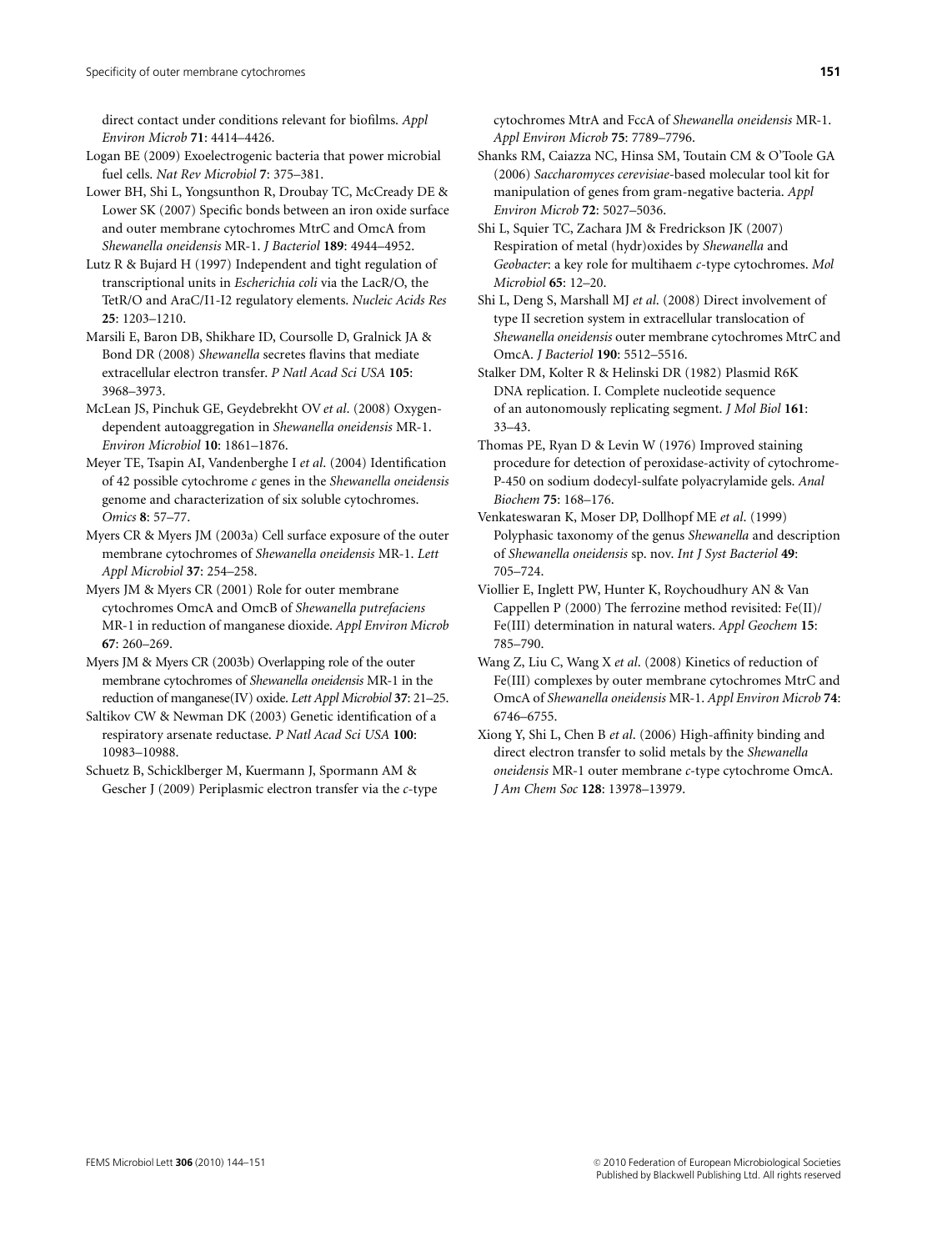direct contact under conditions relevant for biofilms. *Appl Environ Microb* **71**: 4414–4426.

Logan BE (2009) Exoelectrogenic bacteria that power microbial fuel cells. *Nat Rev Microbiol* **7**: 375–381.

Lower BH, Shi L, Yongsunthon R, Droubay TC, McCready DE & Lower SK (2007) Specific bonds between an iron oxide surface and outer membrane cytochromes MtrC and OmcA from *Shewanella oneidensis* MR-1. *J Bacteriol* **189**: 4944–4952.

Lutz R & Bujard H (1997) Independent and tight regulation of transcriptional units in *Escherichia coli* via the LacR/O, the TetR/O and AraC/I1-I2 regulatory elements. *Nucleic Acids Res* **25**: 1203–1210.

Marsili E, Baron DB, Shikhare ID, Coursolle D, Gralnick JA & Bond DR (2008) *Shewanella* secretes flavins that mediate extracellular electron transfer. *P Natl Acad Sci USA* **105**: 3968–3973.

McLean JS, Pinchuk GE, Geydebrekht OV *et al*. (2008) Oxygen-dependent autoaggregation in *Shewanella oneidensis* MR-1. *Environ Microbiol* **10**: 1861–1876.

Meyer TE, Tsapin AI, Vandenberghe I *et al*. (2004) Identification of 42 possible cytochrome *c* genes in the *Shewanella oneidensis* genome and characterization of six soluble cytochromes. *Omics* **8**: 57–77.

Myers CR & Myers JM (2003a) Cell surface exposure of the outer membrane cytochromes of *Shewanella oneidensis* MR-1. *Lett Appl Microbiol* **37**: 254–258.

Myers JM & Myers CR (2001) Role for outer membrane cytochromes OmcA and OmcB of *Shewanella putrefaciens* MR-1 in reduction of manganese dioxide. *Appl Environ Microb* **67**: 260–269.

Myers JM & Myers CR (2003b) Overlapping role of the outer membrane cytochromes of *Shewanella oneidensis* MR-1 in the reduction of manganese(IV) oxide. *Lett Appl Microbiol* **37**: 21–25.

Saltikov CW & Newman DK (2003) Genetic identification of a respiratory arsenate reductase. *P Natl Acad Sci USA* **100**: 10983–10988.

Schuetz B, Schicklberger M, Kuermann J, Spormann AM & Gescher J (2009) Periplasmic electron transfer via the *c*-type cytochromes MtrA and FccA of *Shewanella oneidensis* MR-1. *Appl Environ Microb* **75**: 7789–7796.

Shanks RM, Caiazza NC, Hinsa SM, Toutain CM & O'Toole GA (2006) *Saccharomyces cerevisiae*-based molecular tool kit for manipulation of genes from gram-negative bacteria. *Appl Environ Microb* **72**: 5027–5036.

Shi L, Squier TC, Zachara JM & Fredrickson JK (2007) Respiration of metal (hydr)oxides by *Shewanella* and *Geobacter*: a key role for multihaem *c*-type cytochromes. *Mol Microbiol* **65**: 12–20.

Shi L, Deng S, Marshall MJ *et al*. (2008) Direct involvement of type II secretion system in extracellular translocation of *Shewanella oneidensis* outer membrane cytochromes MtrC and OmcA. *J Bacteriol* **190**: 5512–5516.

Stalker DM, Kolter R & Helinski DR (1982) Plasmid R6K DNA replication. I. Complete nucleotide sequence of an autonomously replicating segment. *J Mol Biol* **161**: 33–43.

Thomas PE, Ryan D & Levin W (1976) Improved staining procedure for detection of peroxidase-activity of cytochrome-P-450 on sodium dodecyl-sulfate polyacrylamide gels. *Anal Biochem* **75**: 168–176.

Venkateswaran K, Moser DP, Dollhopf ME *et al*. (1999) Polyphasic taxonomy of the genus *Shewanella* and description of *Shewanella oneidensis* sp. nov. *Int J Syst Bacteriol* **49**: 705–724.

Viollier E, Inglett PW, Hunter K, Roychoudhury AN & Van Cappellen P (2000) The ferrozine method revisited: Fe(II)/Fe(III) determination in natural waters. *Appl Geochem* **15**: 785–790.

Wang Z, Liu C, Wang X *et al*. (2008) Kinetics of reduction of Fe(III) complexes by outer membrane cytochromes MtrC and OmcA of *Shewanella oneidensis* MR-1. *Appl Environ Microb* **74**: 6746–6755.

Xiong Y, Shi L, Chen B *et al*. (2006) High-affinity binding and direct electron transfer to solid metals by the *Shewanella oneidensis* MR-1 outer membrane *c*-type cytochrome OmcA. *J Am Chem Soc* **128**: 13978–13979.